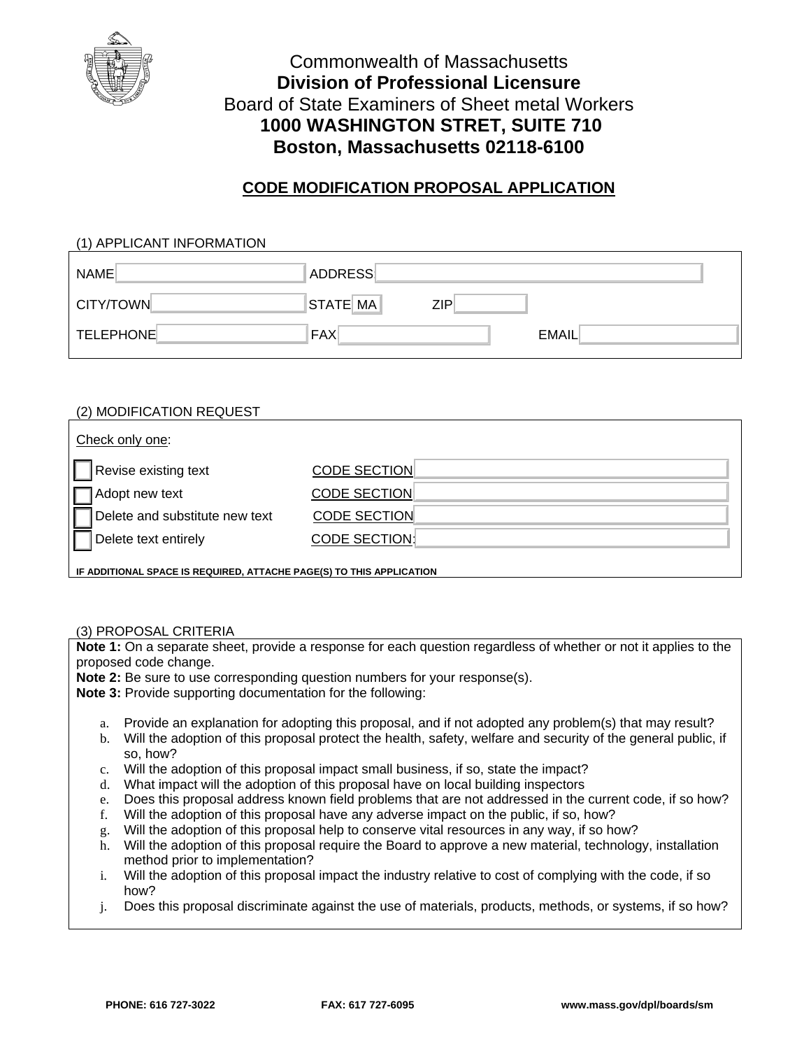Commonwealth of Massachusetts

**Division of Professional Licensure**

Board of State Examiners of Sheet metal Workers

**1000 WASHINGTON STRET, SUITE 710**

**Boston, Massachusetts 02118-6100**

## CODE MODIFICATION PROPOSAL APPLICATION

(1) APPLICANT INFORMATION

NAME ______ ADDRESS ______

CITY/TOWN ______ STATE MA ZIP ______

TELEPHONE ______ FAX ______ EMAIL ______

(2) MODIFICATION REQUEST

Check only one:

☐ Revise existing text CODE SECTION ______

☐ Adopt new text CODE SECTION ______

☐ Delete and substitute new text CODE SECTION ______

☐ Delete text entirely CODE SECTION: ______

**IF ADDITIONAL SPACE IS REQUIRED, ATTACHE PAGE(S) TO THIS APPLICATION**

(3) PROPOSAL CRITERIA

**Note 1:** On a separate sheet, provide a response for each question regardless of whether or not it applies to the proposed code change.

**Note 2:** Be sure to use corresponding question numbers for your response(s).

**Note 3:** Provide supporting documentation for the following:

a. Provide an explanation for adopting this proposal, and if not adopted any problem(s) that may result?
b. Will the adoption of this proposal protect the health, safety, welfare and security of the general public, if so, how?
c. Will the adoption of this proposal impact small business, if so, state the impact?
d. What impact will the adoption of this proposal have on local building inspectors
e. Does this proposal address known field problems that are not addressed in the current code, if so how?
f. Will the adoption of this proposal have any adverse impact on the public, if so, how?
g. Will the adoption of this proposal help to conserve vital resources in any way, if so how?
h. Will the adoption of this proposal require the Board to approve a new material, technology, installation method prior to implementation?
i. Will the adoption of this proposal impact the industry relative to cost of complying with the code, if so how?
j. Does this proposal discriminate against the use of materials, products, methods, or systems, if so how?

**PHONE: 616 727-3022** **FAX: 617 727-6095** **www.mass.gov/dpl/boards/sm**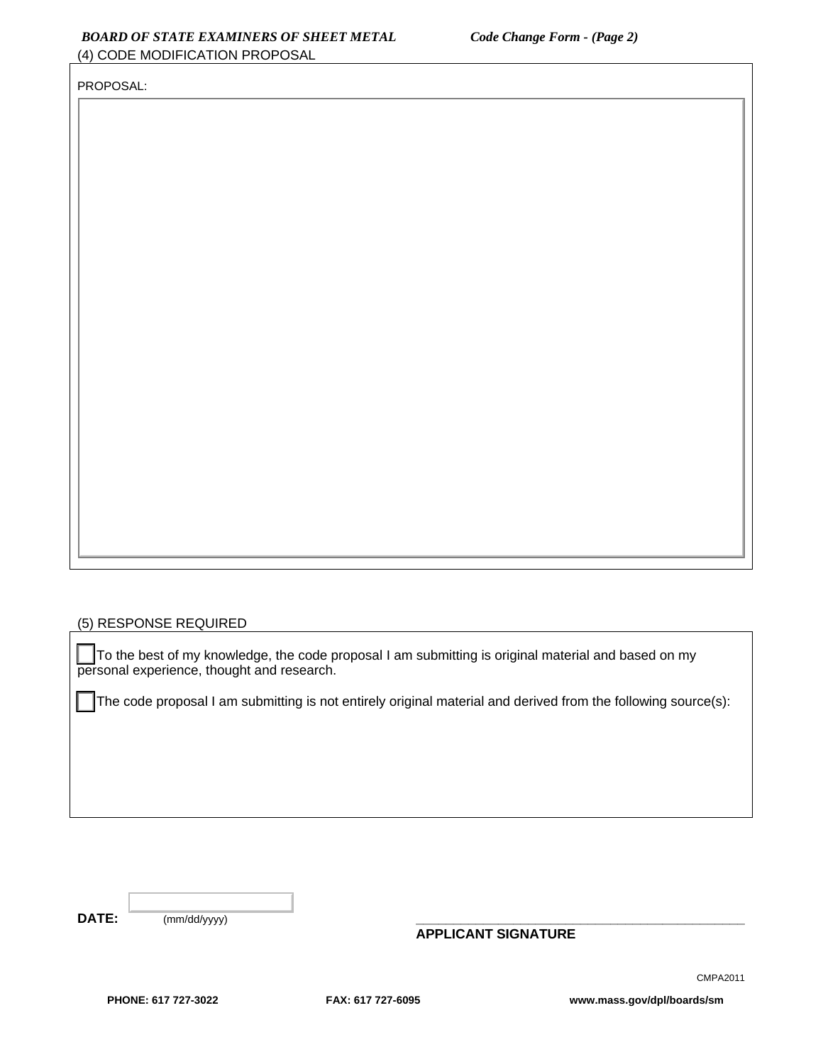## (4) CODE MODIFICATION PROPOSAL

PROPOSAL:

## (5) RESPONSE REQUIRED

☐ To the best of my knowledge, the code proposal I am submitting is original material and based on my personal experience, thought and research.

☐ The code proposal I am submitting is not entirely original material and derived from the following source(s):

**DATE:** (mm/dd/yyyy)

______________________________

**APPLICANT SIGNATURE**

CMPA2011

**PHONE: 617 727-3022** **FAX: 617 727-6095** **www.mass.gov/dpl/boards/sm**